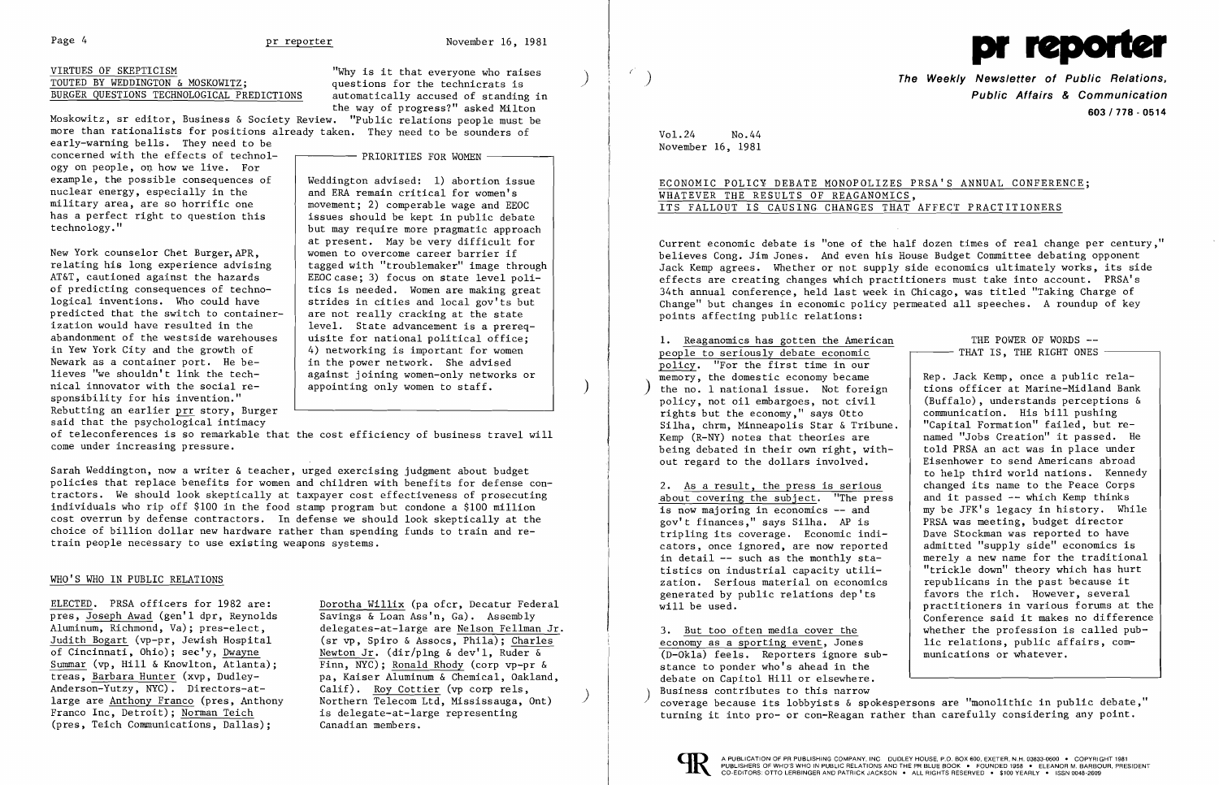## VIRTUES OF SKEPTICISM TOUTED BY WEDDINGTON & MOSKOWITZ; BURGER QUESTIONS TECHNOLOGICAL PREDICTIONS

"Why is it that everyone who raises questions for the technicrats is automatically accused of standing in the way of progress?" asked Milton Moskowitz, sr editor, Business & Society Review. "Public relations people must be more than rationalists for positions already taken. They need to be sounders of early-warning bells. They need to be concerned with the effects of technology on people, on how we live. For example, the possible consequences of nuclear energy, especially in the military area, are so horrific one has a perfect right to question this technology."

New York counselor Chet Burger, APR, relating his long experience advising AT&T, cautioned against the hazards of predicting consequences of technological inventions. Who could have predicted that the switch to containerization would have resulted in the abandonment of the westside warehouses in Yew York City and the growth of Newark as a container port. He believes "we shouldn't link the technical innovator with the social responsibility for his invention." Rebutting an earlier prr story, Burger said that the psychological intimacy of teleconferences is so remarkable that the cost efficiency of business travel will come under increasing pressure.

> **PRIORITIES FOR WOMEN**
>
> Weddington advised: 1) abortion issue and ERA remain critical for women's movement; 2) comperable wage and EEOC issues should be kept in public debate but may require more pragmatic approach at present. May be very difficult for women to overcome career barrier if tagged with "troublemaker" image through EEOC case; 3) focus on state level politics is needed. Women are making great strides in cities and local gov'ts but are not really cracking at the state level. State advancement is a prerequisite for national political office; 4) networking is important for women in the power network. She advised against joining women-only networks or appointing only women to staff.

Sarah Weddington, now a writer & teacher, urged exercising judgment about budget policies that replace benefits for women and children with benefits for defense contractors. We should look skeptically at taxpayer cost effectiveness of prosecuting individuals who rip off $100 in the food stamp program but condone a $100 million cost overrun by defense contractors. In defense we should look skeptically at the choice of billion dollar new hardware rather than spending funds to train and retrain people necessary to use existing weapons systems.

## WHO'S WHO IN PUBLIC RELATIONS

ELECTED. PRSA officers for 1982 are: pres, Joseph Awad (gen'l dpr, Reynolds Aluminum, Richmond, Va); pres-elect, Judith Bogart (vp-pr, Jewish Hospital of Cincinnati, Ohio); sec'y, Dwayne Summar (vp, Hill & Knowlton, Atlanta); treas, Barbara Hunter (xvp, Dudley-Anderson-Yutzy, NYC). Directors-at-large are Anthony Franco (pres, Anthony Franco Inc, Detroit); Norman Teich (pres, Teich Communications, Dallas); Dorotha Willix (pa ofcr, Decatur Federal Savings & Loan Ass'n, Ga). Assembly delegates-at-large are Nelson Fellman Jr. (sr vp, Spiro & Assocs, Phila); Charles Newton Jr. (dir/plng & dev'l, Ruder & Finn, NYC); Ronald Rhody (corp vp-pr & pa, Kaiser Aluminum & Chemical, Oakland, Calif). Roy Cottier (vp corp rels, Northern Telecom Ltd, Mississauga, Ont) is delegate-at-large representing Canadian members.

# pr reporter

**The Weekly Newsletter of Public Relations, Public Affairs & Communication**

603 / 778 - 0514

Vol.24 No.44
November 16, 1981

## ECONOMIC POLICY DEBATE MONOPOLIZES PRSA'S ANNUAL CONFERENCE; WHATEVER THE RESULTS OF REAGANOMICS, ITS FALLOUT IS CAUSING CHANGES THAT AFFECT PRACTITIONERS

Current economic debate is "one of the half dozen times of real change per century," believes Cong. Jim Jones. And even his House Budget Committee debating opponent Jack Kemp agrees. Whether or not supply side economics ultimately works, its side effects are creating changes which practitioners must take into account. PRSA's 34th annual conference, held last week in Chicago, was titled "Taking Charge of Change" but changes in economic policy permeated all speeches. A roundup of key points affecting public relations:

1. Reaganomics has gotten the American people to seriously debate economic policy. "For the first time in our memory, the domestic economy became the no. 1 national issue. Not foreign policy, not oil embargoes, not civil rights but the economy," says Otto Silha, chrm, Minneapolis Star & Tribune. Kemp (R-NY) notes that theories are being debated in their own right, without regard to the dollars involved.

2. As a result, the press is serious about covering the subject. "The press is now majoring in economics -- and gov't finances," says Silha. AP is tripling its coverage. Economic indicators, once ignored, are now reported in detail -- such as the monthly statistics on industrial capacity utilization. Serious material on economics generated by public relations dep'ts will be used.

3. But too often media cover the economy as a sporting event, Jones (D-Okla) feels. Reporters ignore substance to ponder who's ahead in the debate on Capitol Hill or elsewhere. Business contributes to this narrow coverage because its lobbyists & spokespersons are "monolithic in public debate," turning it into pro- or con-Reagan rather than carefully considering any point.

> **THE POWER OF WORDS -- THAT IS, THE RIGHT ONES**
>
> Rep. Jack Kemp, once a public relations officer at Marine-Midland Bank (Buffalo), understands perceptions & communication. His bill pushing "Capital Formation" failed, but renamed "Jobs Creation" it passed. He told PRSA an act was in place under Eisenhower to send Americans abroad to help third world nations. Kennedy changed its name to the Peace Corps and it passed -- which Kemp thinks my be JFK's legacy in history. While PRSA was meeting, budget director Dave Stockman was reported to have admitted "supply side" economics is merely a new name for the traditional "trickle down" theory which has hurt republicans in the past because it favors the rich. However, several practitioners in various forums at the Conference said it makes no difference whether the profession is called public relations, public affairs, communications or whatever.

A PUBLICATION OF PR PUBLISHING COMPANY, INC. DUDLEY HOUSE, P.O. BOX 600, EXETER, N.H. 03833-0600 • COPYRIGHT 1981 PUBLISHERS OF WHO'S WHO IN PUBLIC RELATIONS AND THE PR BLUE BOOK • FOUNDED 1958 • ELEANOR M. BARBOUR, PRESIDENT CO-EDITORS: OTTO LERBINGER AND PATRICK JACKSON • ALL RIGHTS RESERVED • $100 YEARLY • ISSN 0048-2609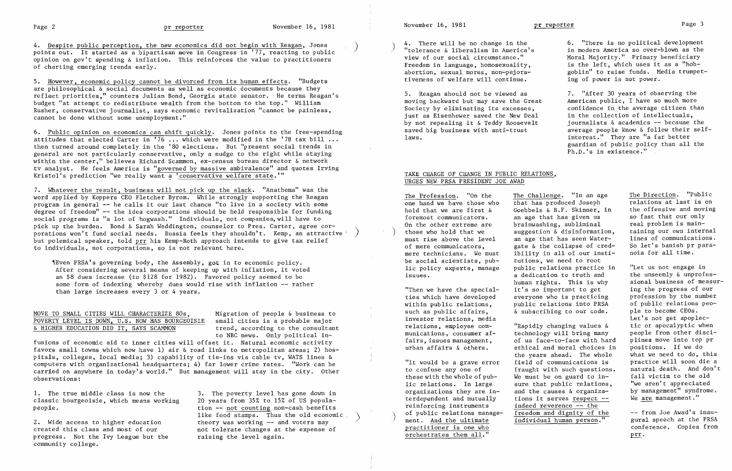4. Despite public perception, the new economics did not begin with Reagan, Jones points out. It started as a bipartisan move in Congress in '77, reacting to public opinion on gov't spending & inflation. This reinforces the value to practitioners of charting emerging trends early.

5. However, economic policy cannot be divorced from its human effects. "Budgets are philosophical & social documents as well as economic documents because they reflect priorities," counters Julian Bond, Georgia state senator. He terms Reagan's budget "at attempt to redistribute wealth from the bottom to the top." William Rusher, conservative journalist, says economic revitalization "cannot be painless, cannot be done without some unemployment."

6. Public opinion on economics can shift quickly. Jones points to the free-spending attitudes that elected Carter in '76 ... which were modified in the '78 tax bill ... then turned around completely in the '80 elections. But "present social trends in general are not particularly conservative, only a nudge to the right while staying within the center," believes Richard Scammon, ex-census bureau director & network tv analyst. He feels America is "governed by massive ambivalence" and quotes Irving Kristol's prediction "we really want a 'conservative welfare state.'"

7. Whatever the result, business will not pick up the slack. "Anathema" was the word applied by Koppers CEO Fletcher Byrom. While strongly supporting the Reagan program in general -- he calls it our last chance "to live in a society with some degree of freedom" -- the idea corporations should be held responsible for funding social programs is "a lot of hogwash." Individuals, not companies, will have to pick up the burden. Bond & Sarah Weddington, counselor to Pres. Carter, agree corporations won't fund social needs. Russia feels they shouldn't. Kemp, an attractive but polemical speaker, told prr his Kemp-Roth approach intends to give tax relief to individuals, not corporations, so is not relevant here.

¶Even PRSA's governing body, the Assembly, got in to economic policy. After considering several means of keeping up with inflation, it voted an $8 dues increase (to $128 for 1982). Favored policy seemed to be some form of indexing whereby dues would rise with inflation -- rather than large increases every 3 or 4 years.

## MOVE TO SMALL CITIES WILL CHARACTERIZE 80s, POVERTY LEVEL IS DOWN, U.S. NOW HAS BOURGEOISIE & HIGHER EDUCATION DID IT, SAYS SCAMMON

Migration of people & business to small cities is a probable major trend, according to the consultant to NBC news. Only political infusions of economic aid to inner cities will offset it. Natural economic activity favors small towns which now have 1) air & road links to metropolitan areas; 2) hospitals, colleges, local media; 3) capability of tie-ins via cable tv, WATS lines & computers with organizational headquarters; 4) far lower crime rates. "Work can be carried on anywhere in today's world." But management will stay in the city. Other observations:

1. The true middle class is now the classic bourgeoisie, which means working people.

2. Wide access to higher education created this class and most of our progress. Not the Ivy League but the community college.

3. The poverty level has gone down in 20 years from 35% to 15% of US population -- not counting non-cash benefits like food stamps. Thus the old economic theory was working -- and voters may not tolerate changes at the expense of raising the level again.

4. There will be no change in the "tolerance & liberalism in America's view of our social circumstance." Freedom in language, homosexuality, abortion, sexual mores, non-pejorativeness of welfare will continue.

5. Reagan should not be viewed as moving backward but may save the Great Society by eliminating its excesses, just as Eisenhower saved the New Deal by not repealing it & Teddy Roosevelt saved big business with anti-trust laws.

6. "There is no political development in modern America so over-blown as the Moral Majority." Primary beneficiary is the left, which uses it as a "hobgoblin" to raise funds. Media trumpeting of power is not power.

7. "After 30 years of observing the American public, I have so much more confidence in the average citizen than in the collection of intellectuals, journalists & academics -- because the average people know & follow their self-interest." They are "a far better guardian of public policy than all the Ph.D.'s in existence."

## TAKE CHARGE OF CHANGE IN PUBLIC RELATIONS, URGES NEW PRSA PRESIDENT JOE AWAD

The Profession. "On the one hand we have those who hold that we are first & foremost communicators. On the other extreme are those who hold that we must rise above the level of mere communicators, mere technicians. We must be social scientists, public policy experts, manage issues.

"Then we have the specialties which have developed within public relations, such as public affairs, investor relations, media relations, employee communications, consumer affairs, issues management, urban affairs & others.

"It would be a grave error to confuse any one of these with the whole of public relations. In large organizations they are interdependent and mutually reinforcing instruments of public relations management. And the ultimate practitioner is one who orchestrates them all."

The Challenge. "In an age that has produced Joseph Goebbels & B.F. Skinner, in an age that has given us brainwashing, subliminal suggestion & disinformation, an age that has seen Watergate & the collapse of credibility in all of our institutions, we need to root public relations practice in a dedication to truth and human rights. This is why it's so important to get everyone who is practicing public relations into PRSA & subscribing to our code.

"Rapidly changing values & technology will bring many of us face-to-face with hard ethical and moral choices in the years ahead. The whole field of communications is fraught with such questions. We must be on guard to insure that public relations, and the causes & organizations it serves respect -- indeed reverence -- the freedom and dignity of the individual human person."

The Direction. "Public relations at last is on the offensive and moving so fast that our only real problem is maintaining our own internal lines of communications. So let's banish pr paranoia for all time.

"Let us not engage in the unseemly & unprofessional business of measuring the progress of our profession by the number of public relations people to become CEOs. Let's not get apoplectic or apocalyptic when people from other disciplines move into top pr positions. If we do what we need to do, this practice will soon die a natural death. And don't fall victim to the old "we aren't appreciated by management" syndrome. We are management."

-- from Joe Awad's inaugural speech at the PRSA conference. Copies from prr.